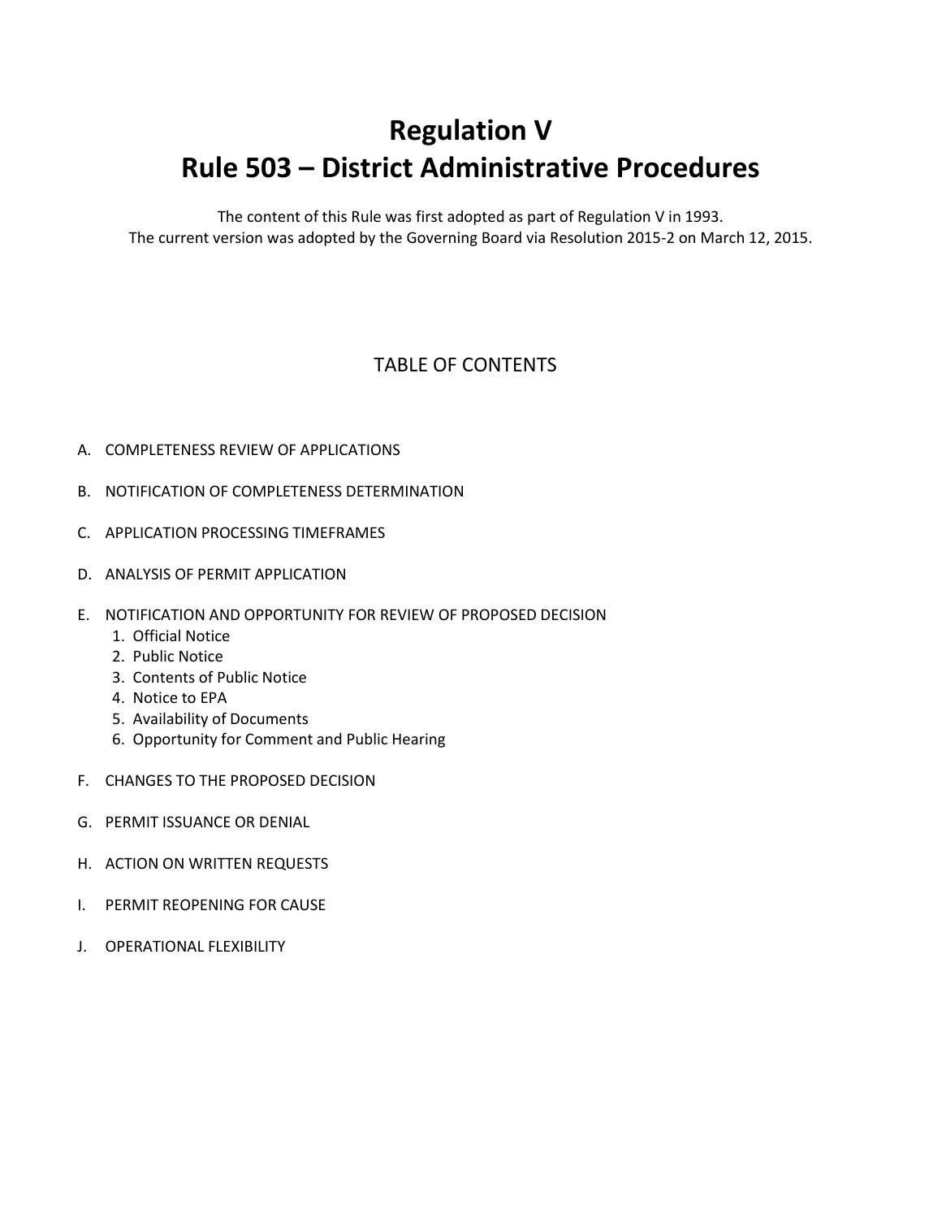# Regulation V
# Rule 503 – District Administrative Procedures

The content of this Rule was first adopted as part of Regulation V in 1993.
The current version was adopted by the Governing Board via Resolution 2015-2 on March 12, 2015.

## TABLE OF CONTENTS

A. COMPLETENESS REVIEW OF APPLICATIONS

B. NOTIFICATION OF COMPLETENESS DETERMINATION

C. APPLICATION PROCESSING TIMEFRAMES

D. ANALYSIS OF PERMIT APPLICATION

E. NOTIFICATION AND OPPORTUNITY FOR REVIEW OF PROPOSED DECISION
   1. Official Notice
   2. Public Notice
   3. Contents of Public Notice
   4. Notice to EPA
   5. Availability of Documents
   6. Opportunity for Comment and Public Hearing

F. CHANGES TO THE PROPOSED DECISION

G. PERMIT ISSUANCE OR DENIAL

H. ACTION ON WRITTEN REQUESTS

I. PERMIT REOPENING FOR CAUSE

J. OPERATIONAL FLEXIBILITY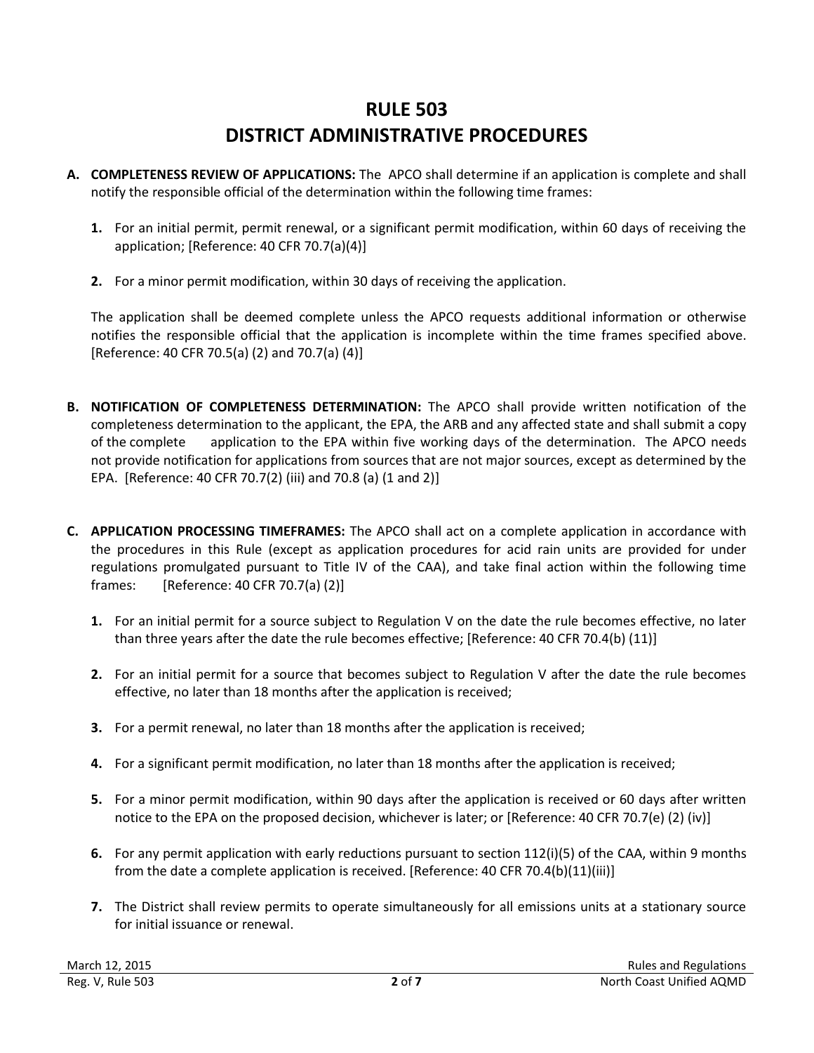# RULE 503
# DISTRICT ADMINISTRATIVE PROCEDURES

**A. COMPLETENESS REVIEW OF APPLICATIONS:** The APCO shall determine if an application is complete and shall notify the responsible official of the determination within the following time frames:

**1.** For an initial permit, permit renewal, or a significant permit modification, within 60 days of receiving the application; [Reference: 40 CFR 70.7(a)(4)]

**2.** For a minor permit modification, within 30 days of receiving the application.

The application shall be deemed complete unless the APCO requests additional information or otherwise notifies the responsible official that the application is incomplete within the time frames specified above. [Reference: 40 CFR 70.5(a) (2) and 70.7(a) (4)]

**B. NOTIFICATION OF COMPLETENESS DETERMINATION:** The APCO shall provide written notification of the completeness determination to the applicant, the EPA, the ARB and any affected state and shall submit a copy of the complete application to the EPA within five working days of the determination. The APCO needs not provide notification for applications from sources that are not major sources, except as determined by the EPA. [Reference: 40 CFR 70.7(2) (iii) and 70.8 (a) (1 and 2)]

**C. APPLICATION PROCESSING TIMEFRAMES:** The APCO shall act on a complete application in accordance with the procedures in this Rule (except as application procedures for acid rain units are provided for under regulations promulgated pursuant to Title IV of the CAA), and take final action within the following time frames: [Reference: 40 CFR 70.7(a) (2)]

**1.** For an initial permit for a source subject to Regulation V on the date the rule becomes effective, no later than three years after the date the rule becomes effective; [Reference: 40 CFR 70.4(b) (11)]

**2.** For an initial permit for a source that becomes subject to Regulation V after the date the rule becomes effective, no later than 18 months after the application is received;

**3.** For a permit renewal, no later than 18 months after the application is received;

**4.** For a significant permit modification, no later than 18 months after the application is received;

**5.** For a minor permit modification, within 90 days after the application is received or 60 days after written notice to the EPA on the proposed decision, whichever is later; or [Reference: 40 CFR 70.7(e) (2) (iv)]

**6.** For any permit application with early reductions pursuant to section 112(i)(5) of the CAA, within 9 months from the date a complete application is received. [Reference: 40 CFR 70.4(b)(11)(iii)]

**7.** The District shall review permits to operate simultaneously for all emissions units at a stationary source for initial issuance or renewal.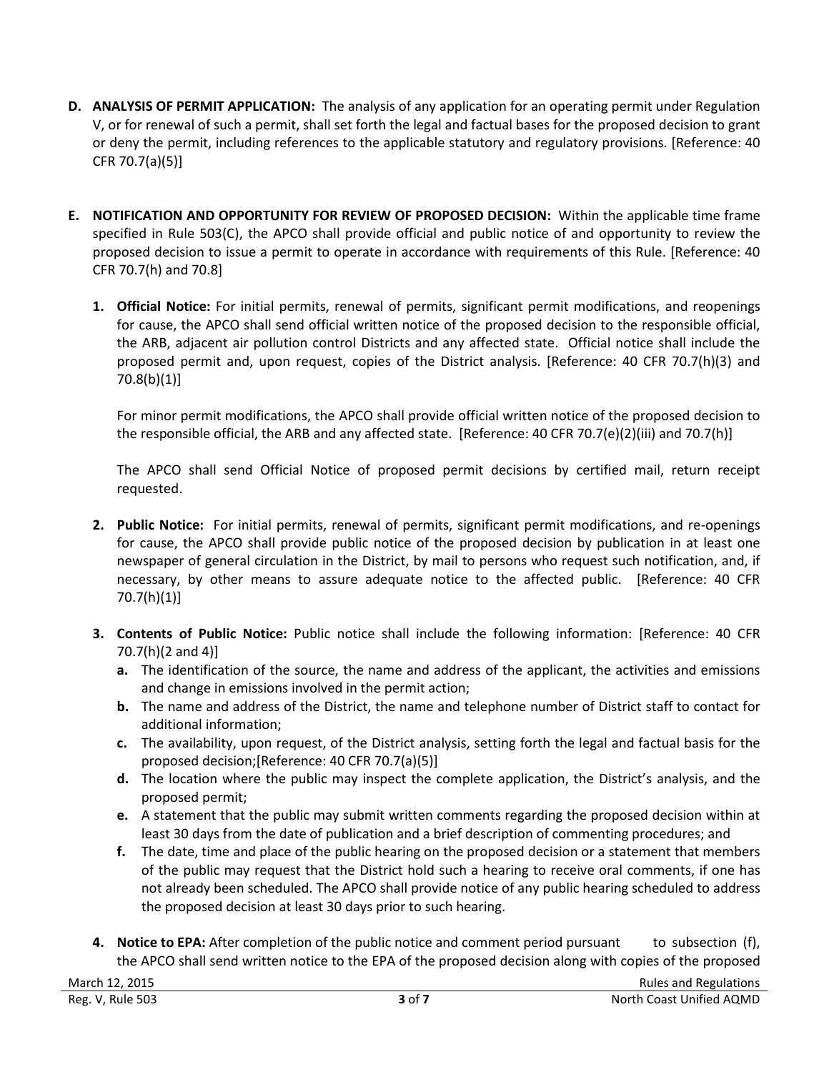**D. ANALYSIS OF PERMIT APPLICATION:** The analysis of any application for an operating permit under Regulation V, or for renewal of such a permit, shall set forth the legal and factual bases for the proposed decision to grant or deny the permit, including references to the applicable statutory and regulatory provisions. [Reference: 40 CFR 70.7(a)(5)]

**E. NOTIFICATION AND OPPORTUNITY FOR REVIEW OF PROPOSED DECISION:** Within the applicable time frame specified in Rule 503(C), the APCO shall provide official and public notice of and opportunity to review the proposed decision to issue a permit to operate in accordance with requirements of this Rule. [Reference: 40 CFR 70.7(h) and 70.8]

**1. Official Notice:** For initial permits, renewal of permits, significant permit modifications, and reopenings for cause, the APCO shall send official written notice of the proposed decision to the responsible official, the ARB, adjacent air pollution control Districts and any affected state. Official notice shall include the proposed permit and, upon request, copies of the District analysis. [Reference: 40 CFR 70.7(h)(3) and 70.8(b)(1)]

For minor permit modifications, the APCO shall provide official written notice of the proposed decision to the responsible official, the ARB and any affected state. [Reference: 40 CFR 70.7(e)(2)(iii) and 70.7(h)]

The APCO shall send Official Notice of proposed permit decisions by certified mail, return receipt requested.

**2. Public Notice:** For initial permits, renewal of permits, significant permit modifications, and re-openings for cause, the APCO shall provide public notice of the proposed decision by publication in at least one newspaper of general circulation in the District, by mail to persons who request such notification, and, if necessary, by other means to assure adequate notice to the affected public. [Reference: 40 CFR 70.7(h)(1)]

**3. Contents of Public Notice:** Public notice shall include the following information: [Reference: 40 CFR 70.7(h)(2 and 4)]

**a.** The identification of the source, the name and address of the applicant, the activities and emissions and change in emissions involved in the permit action;

**b.** The name and address of the District, the name and telephone number of District staff to contact for additional information;

**c.** The availability, upon request, of the District analysis, setting forth the legal and factual basis for the proposed decision;[Reference: 40 CFR 70.7(a)(5)]

**d.** The location where the public may inspect the complete application, the District's analysis, and the proposed permit;

**e.** A statement that the public may submit written comments regarding the proposed decision within at least 30 days from the date of publication and a brief description of commenting procedures; and

**f.** The date, time and place of the public hearing on the proposed decision or a statement that members of the public may request that the District hold such a hearing to receive oral comments, if one has not already been scheduled. The APCO shall provide notice of any public hearing scheduled to address the proposed decision at least 30 days prior to such hearing.

**4. Notice to EPA:** After completion of the public notice and comment period pursuant to subsection (f), the APCO shall send written notice to the EPA of the proposed decision along with copies of the proposed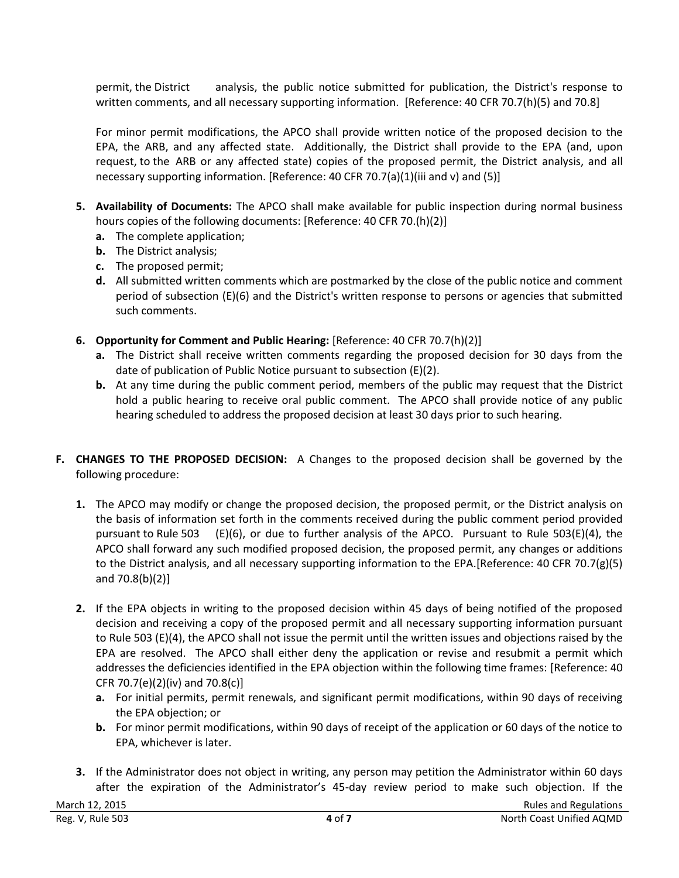permit, the District analysis, the public notice submitted for publication, the District's response to written comments, and all necessary supporting information. [Reference: 40 CFR 70.7(h)(5) and 70.8]

For minor permit modifications, the APCO shall provide written notice of the proposed decision to the EPA, the ARB, and any affected state. Additionally, the District shall provide to the EPA (and, upon request, to the ARB or any affected state) copies of the proposed permit, the District analysis, and all necessary supporting information. [Reference: 40 CFR 70.7(a)(1)(iii and v) and (5)]

5. **Availability of Documents:** The APCO shall make available for public inspection during normal business hours copies of the following documents: [Reference: 40 CFR 70.(h)(2)]
   a. The complete application;
   b. The District analysis;
   c. The proposed permit;
   d. All submitted written comments which are postmarked by the close of the public notice and comment period of subsection (E)(6) and the District's written response to persons or agencies that submitted such comments.

6. **Opportunity for Comment and Public Hearing:** [Reference: 40 CFR 70.7(h)(2)]
   a. The District shall receive written comments regarding the proposed decision for 30 days from the date of publication of Public Notice pursuant to subsection (E)(2).
   b. At any time during the public comment period, members of the public may request that the District hold a public hearing to receive oral public comment. The APCO shall provide notice of any public hearing scheduled to address the proposed decision at least 30 days prior to such hearing.

**F. CHANGES TO THE PROPOSED DECISION:** A Changes to the proposed decision shall be governed by the following procedure:

1. The APCO may modify or change the proposed decision, the proposed permit, or the District analysis on the basis of information set forth in the comments received during the public comment period provided pursuant to Rule 503 (E)(6), or due to further analysis of the APCO. Pursuant to Rule 503(E)(4), the APCO shall forward any such modified proposed decision, the proposed permit, any changes or additions to the District analysis, and all necessary supporting information to the EPA.[Reference: 40 CFR 70.7(g)(5) and 70.8(b)(2)]

2. If the EPA objects in writing to the proposed decision within 45 days of being notified of the proposed decision and receiving a copy of the proposed permit and all necessary supporting information pursuant to Rule 503 (E)(4), the APCO shall not issue the permit until the written issues and objections raised by the EPA are resolved. The APCO shall either deny the application or revise and resubmit a permit which addresses the deficiencies identified in the EPA objection within the following time frames: [Reference: 40 CFR 70.7(e)(2)(iv) and 70.8(c)]
   a. For initial permits, permit renewals, and significant permit modifications, within 90 days of receiving the EPA objection; or
   b. For minor permit modifications, within 90 days of receipt of the application or 60 days of the notice to EPA, whichever is later.

3. If the Administrator does not object in writing, any person may petition the Administrator within 60 days after the expiration of the Administrator's 45-day review period to make such objection. If the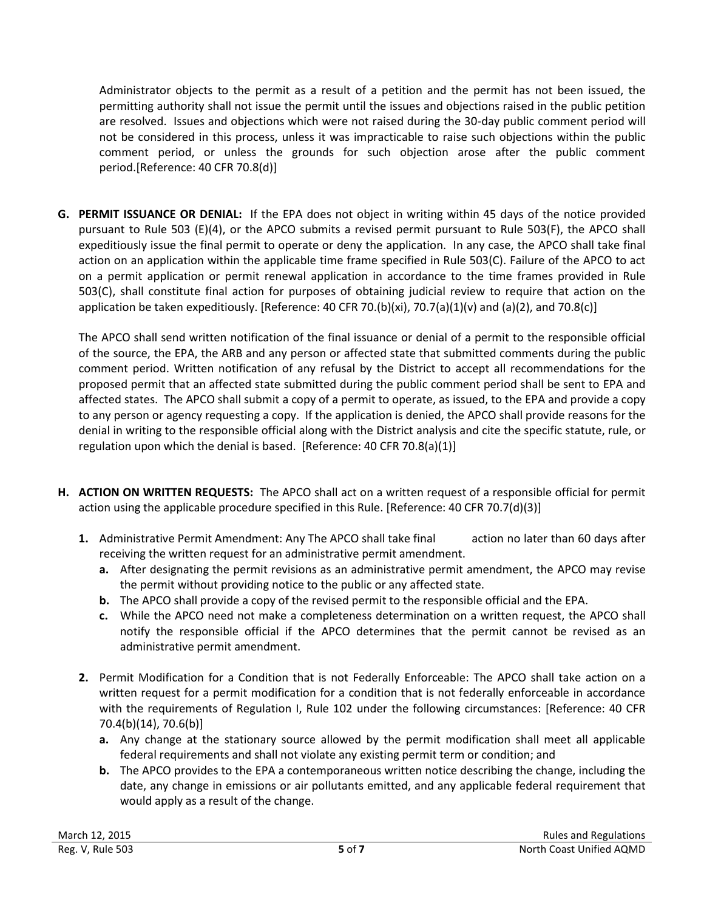Administrator objects to the permit as a result of a petition and the permit has not been issued, the permitting authority shall not issue the permit until the issues and objections raised in the public petition are resolved. Issues and objections which were not raised during the 30-day public comment period will not be considered in this process, unless it was impracticable to raise such objections within the public comment period, or unless the grounds for such objection arose after the public comment period.[Reference: 40 CFR 70.8(d)]

**G. PERMIT ISSUANCE OR DENIAL:** If the EPA does not object in writing within 45 days of the notice provided pursuant to Rule 503 (E)(4), or the APCO submits a revised permit pursuant to Rule 503(F), the APCO shall expeditiously issue the final permit to operate or deny the application. In any case, the APCO shall take final action on an application within the applicable time frame specified in Rule 503(C). Failure of the APCO to act on a permit application or permit renewal application in accordance to the time frames provided in Rule 503(C), shall constitute final action for purposes of obtaining judicial review to require that action on the application be taken expeditiously. [Reference: 40 CFR 70.(b)(xi), 70.7(a)(1)(v) and (a)(2), and 70.8(c)]

The APCO shall send written notification of the final issuance or denial of a permit to the responsible official of the source, the EPA, the ARB and any person or affected state that submitted comments during the public comment period. Written notification of any refusal by the District to accept all recommendations for the proposed permit that an affected state submitted during the public comment period shall be sent to EPA and affected states. The APCO shall submit a copy of a permit to operate, as issued, to the EPA and provide a copy to any person or agency requesting a copy. If the application is denied, the APCO shall provide reasons for the denial in writing to the responsible official along with the District analysis and cite the specific statute, rule, or regulation upon which the denial is based. [Reference: 40 CFR 70.8(a)(1)]

**H. ACTION ON WRITTEN REQUESTS:** The APCO shall act on a written request of a responsible official for permit action using the applicable procedure specified in this Rule. [Reference: 40 CFR 70.7(d)(3)]

1. Administrative Permit Amendment: Any The APCO shall take final action no later than 60 days after receiving the written request for an administrative permit amendment.
   a. After designating the permit revisions as an administrative permit amendment, the APCO may revise the permit without providing notice to the public or any affected state.
   b. The APCO shall provide a copy of the revised permit to the responsible official and the EPA.
   c. While the APCO need not make a completeness determination on a written request, the APCO shall notify the responsible official if the APCO determines that the permit cannot be revised as an administrative permit amendment.

2. Permit Modification for a Condition that is not Federally Enforceable: The APCO shall take action on a written request for a permit modification for a condition that is not federally enforceable in accordance with the requirements of Regulation I, Rule 102 under the following circumstances: [Reference: 40 CFR 70.4(b)(14), 70.6(b)]
   a. Any change at the stationary source allowed by the permit modification shall meet all applicable federal requirements and shall not violate any existing permit term or condition; and
   b. The APCO provides to the EPA a contemporaneous written notice describing the change, including the date, any change in emissions or air pollutants emitted, and any applicable federal requirement that would apply as a result of the change.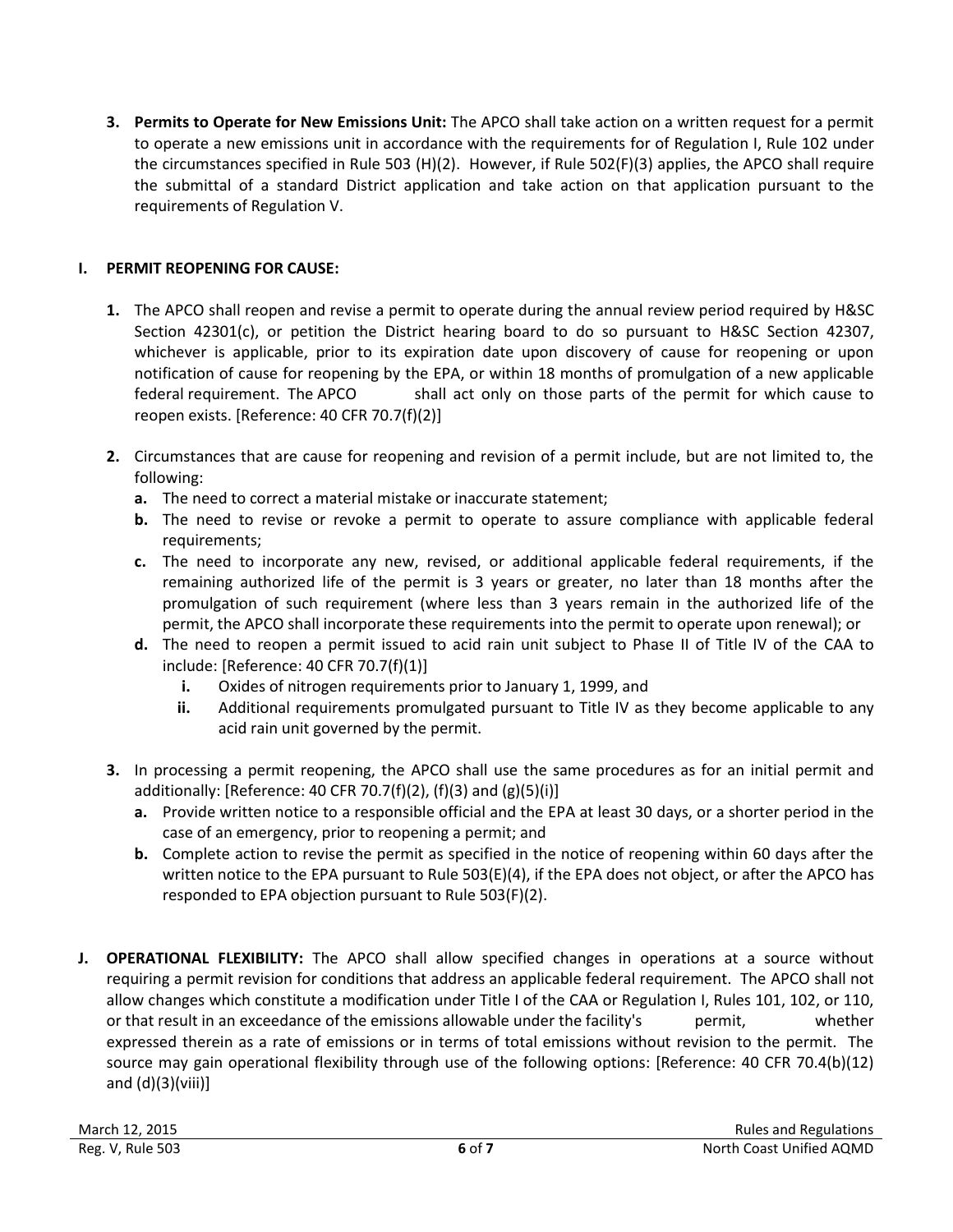3. **Permits to Operate for New Emissions Unit:** The APCO shall take action on a written request for a permit to operate a new emissions unit in accordance with the requirements for of Regulation I, Rule 102 under the circumstances specified in Rule 503 (H)(2). However, if Rule 502(F)(3) applies, the APCO shall require the submittal of a standard District application and take action on that application pursuant to the requirements of Regulation V.

## I. PERMIT REOPENING FOR CAUSE:

1. The APCO shall reopen and revise a permit to operate during the annual review period required by H&SC Section 42301(c), or petition the District hearing board to do so pursuant to H&SC Section 42307, whichever is applicable, prior to its expiration date upon discovery of cause for reopening or upon notification of cause for reopening by the EPA, or within 18 months of promulgation of a new applicable federal requirement. The APCO shall act only on those parts of the permit for which cause to reopen exists. [Reference: 40 CFR 70.7(f)(2)]

2. Circumstances that are cause for reopening and revision of a permit include, but are not limited to, the following:
   - **a.** The need to correct a material mistake or inaccurate statement;
   - **b.** The need to revise or revoke a permit to operate to assure compliance with applicable federal requirements;
   - **c.** The need to incorporate any new, revised, or additional applicable federal requirements, if the remaining authorized life of the permit is 3 years or greater, no later than 18 months after the promulgation of such requirement (where less than 3 years remain in the authorized life of the permit, the APCO shall incorporate these requirements into the permit to operate upon renewal); or
   - **d.** The need to reopen a permit issued to acid rain unit subject to Phase II of Title IV of the CAA to include: [Reference: 40 CFR 70.7(f)(1)]
     - **i.** Oxides of nitrogen requirements prior to January 1, 1999, and
     - **ii.** Additional requirements promulgated pursuant to Title IV as they become applicable to any acid rain unit governed by the permit.

3. In processing a permit reopening, the APCO shall use the same procedures as for an initial permit and additionally: [Reference: 40 CFR 70.7(f)(2), (f)(3) and (g)(5)(i)]
   - **a.** Provide written notice to a responsible official and the EPA at least 30 days, or a shorter period in the case of an emergency, prior to reopening a permit; and
   - **b.** Complete action to revise the permit as specified in the notice of reopening within 60 days after the written notice to the EPA pursuant to Rule 503(E)(4), if the EPA does not object, or after the APCO has responded to EPA objection pursuant to Rule 503(F)(2).

## J. OPERATIONAL FLEXIBILITY:

The APCO shall allow specified changes in operations at a source without requiring a permit revision for conditions that address an applicable federal requirement. The APCO shall not allow changes which constitute a modification under Title I of the CAA or Regulation I, Rules 101, 102, or 110, or that result in an exceedance of the emissions allowable under the facility's permit, whether expressed therein as a rate of emissions or in terms of total emissions without revision to the permit. The source may gain operational flexibility through use of the following options: [Reference: 40 CFR 70.4(b)(12) and (d)(3)(viii)]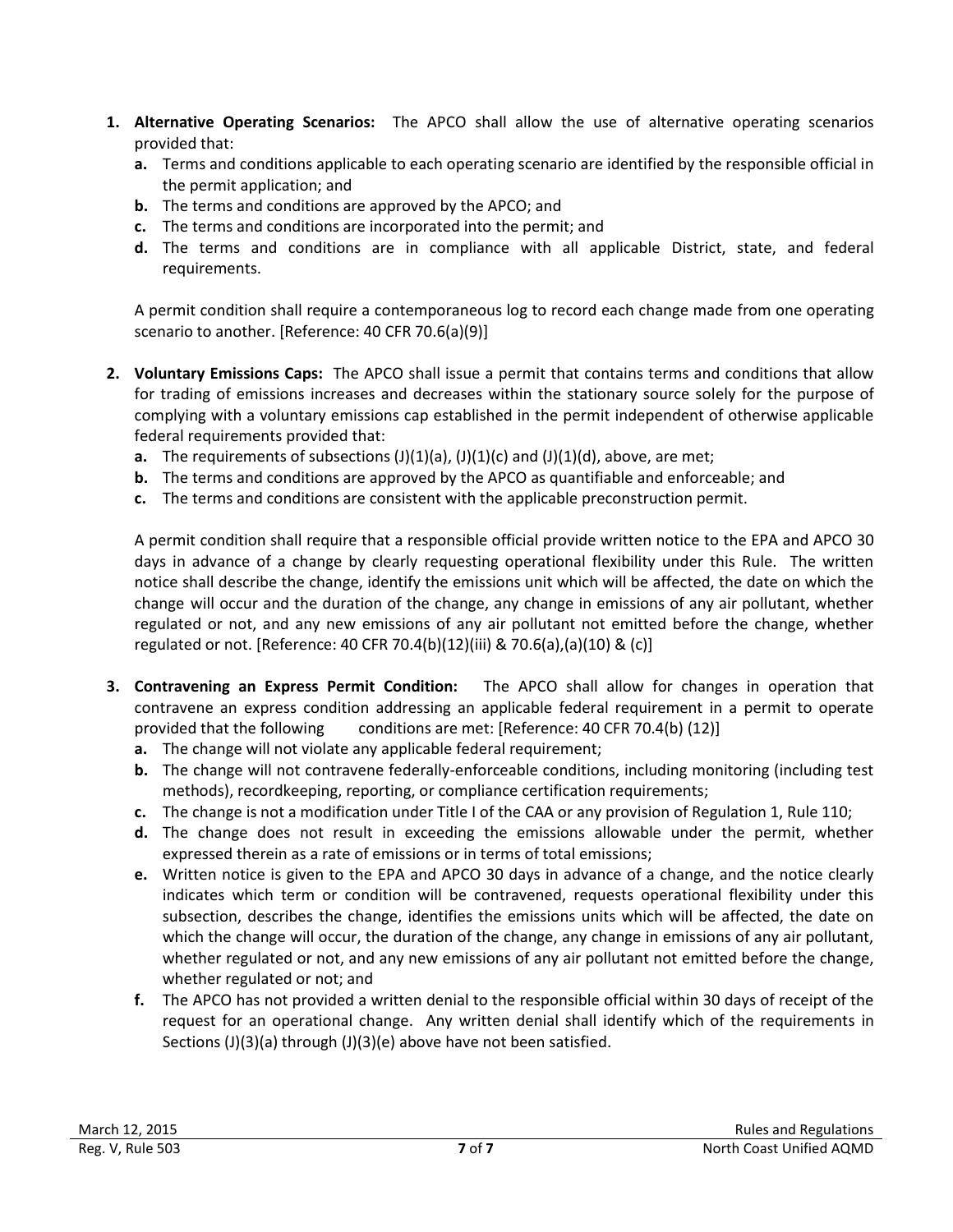1. **Alternative Operating Scenarios:** The APCO shall allow the use of alternative operating scenarios provided that:
   - **a.** Terms and conditions applicable to each operating scenario are identified by the responsible official in the permit application; and
   - **b.** The terms and conditions are approved by the APCO; and
   - **c.** The terms and conditions are incorporated into the permit; and
   - **d.** The terms and conditions are in compliance with all applicable District, state, and federal requirements.

   A permit condition shall require a contemporaneous log to record each change made from one operating scenario to another. [Reference: 40 CFR 70.6(a)(9)]

2. **Voluntary Emissions Caps:** The APCO shall issue a permit that contains terms and conditions that allow for trading of emissions increases and decreases within the stationary source solely for the purpose of complying with a voluntary emissions cap established in the permit independent of otherwise applicable federal requirements provided that:
   - **a.** The requirements of subsections (J)(1)(a), (J)(1)(c) and (J)(1)(d), above, are met;
   - **b.** The terms and conditions are approved by the APCO as quantifiable and enforceable; and
   - **c.** The terms and conditions are consistent with the applicable preconstruction permit.

   A permit condition shall require that a responsible official provide written notice to the EPA and APCO 30 days in advance of a change by clearly requesting operational flexibility under this Rule. The written notice shall describe the change, identify the emissions unit which will be affected, the date on which the change will occur and the duration of the change, any change in emissions of any air pollutant, whether regulated or not, and any new emissions of any air pollutant not emitted before the change, whether regulated or not. [Reference: 40 CFR 70.4(b)(12)(iii) & 70.6(a),(a)(10) & (c)]

3. **Contravening an Express Permit Condition:** The APCO shall allow for changes in operation that contravene an express condition addressing an applicable federal requirement in a permit to operate provided that the following conditions are met: [Reference: 40 CFR 70.4(b) (12)]
   - **a.** The change will not violate any applicable federal requirement;
   - **b.** The change will not contravene federally-enforceable conditions, including monitoring (including test methods), recordkeeping, reporting, or compliance certification requirements;
   - **c.** The change is not a modification under Title I of the CAA or any provision of Regulation 1, Rule 110;
   - **d.** The change does not result in exceeding the emissions allowable under the permit, whether expressed therein as a rate of emissions or in terms of total emissions;
   - **e.** Written notice is given to the EPA and APCO 30 days in advance of a change, and the notice clearly indicates which term or condition will be contravened, requests operational flexibility under this subsection, describes the change, identifies the emissions units which will be affected, the date on which the change will occur, the duration of the change, any change in emissions of any air pollutant, whether regulated or not, and any new emissions of any air pollutant not emitted before the change, whether regulated or not; and
   - **f.** The APCO has not provided a written denial to the responsible official within 30 days of receipt of the request for an operational change. Any written denial shall identify which of the requirements in Sections (J)(3)(a) through (J)(3)(e) above have not been satisfied.